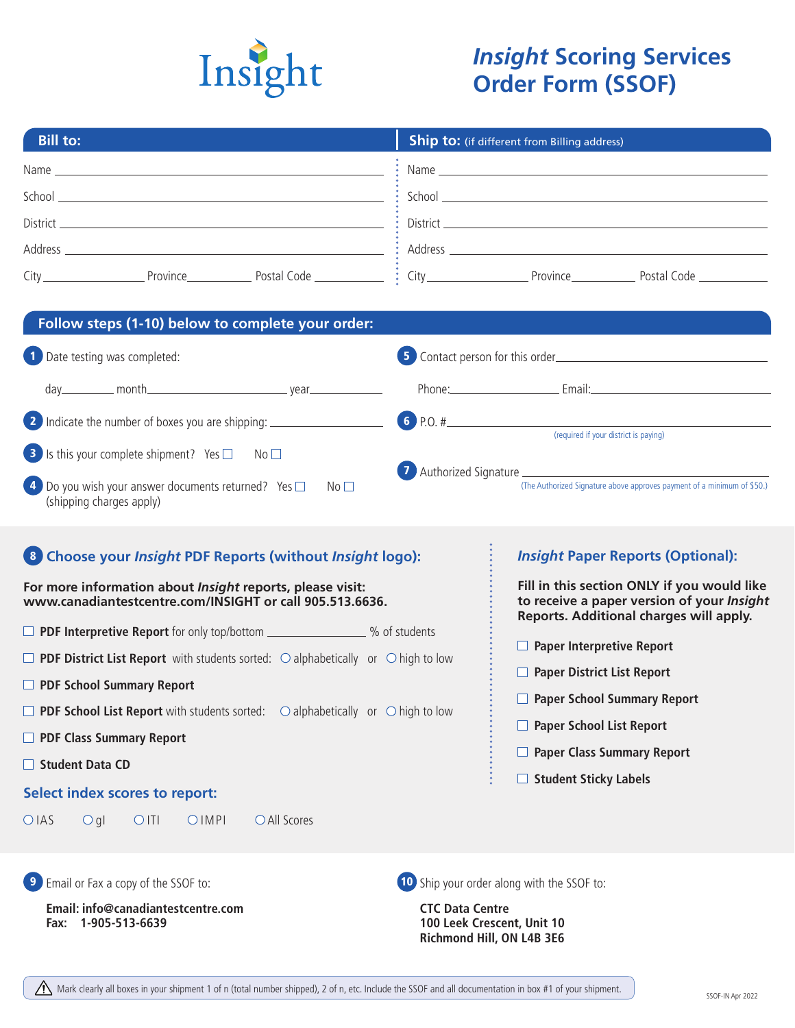Insight

# *Insight* Scoring Services Order Form (SSOF)

## Bill to:

Name ______________________

School ______________________

District ______________________

Address ______________________

City ____________ Province ____________ Postal Code ____________

## Ship to: (if different from Billing address)

Name ______________________

School ______________________

District ______________________

Address ______________________

City ____________ Province ____________ Postal Code ____________

## Follow steps (1-10) below to complete your order:

**1** Date testing was completed:

day________ month____________________ year__________

**2** Indicate the number of boxes you are shipping: ____________

**3** Is this your complete shipment? Yes ☐ No ☐

**4** Do you wish your answer documents returned? Yes ☐ No ☐ (shipping charges apply)

**5** Contact person for this order____________________

Phone:______________ Email:____________________

**6** P.O. #____________________

(required if your district is paying)

**7** Authorized Signature ____________________

(The Authorized Signature above approves payment of a minimum of $50.)

### 8 Choose your *Insight* PDF Reports (without *Insight* logo):

**For more information about *Insight* reports, please visit: www.canadiantestcentre.com/INSIGHT or call 905.513.6636.**

- ☐ **PDF Interpretive Report** for only top/bottom ____________ % of students
- ☐ **PDF District List Report** with students sorted: ○ alphabetically or ○ high to low
- ☐ **PDF School Summary Report**
- ☐ **PDF School List Report** with students sorted: ○ alphabetically or ○ high to low
- ☐ **PDF Class Summary Report**
- ☐ **Student Data CD**

**Select index scores to report:**

○ IAS ○ gI ○ ITI ○ IMPI ○ All Scores

### *Insight* Paper Reports (Optional):

**Fill in this section ONLY if you would like to receive a paper version of your *Insight* Reports. Additional charges will apply.**

- ☐ **Paper Interpretive Report**
- ☐ **Paper District List Report**
- ☐ **Paper School Summary Report**
- ☐ **Paper School List Report**
- ☐ **Paper Class Summary Report**
- ☐ **Student Sticky Labels**

**9** Email or Fax a copy of the SSOF to:

**Email: info@canadiantestcentre.com**
**Fax: 1-905-513-6639**

**10** Ship your order along with the SSOF to:

**CTC Data Centre**
**100 Leek Crescent, Unit 10**
**Richmond Hill, ON L4B 3E6**

⚠ Mark clearly all boxes in your shipment 1 of n (total number shipped), 2 of n, etc. Include the SSOF and all documentation in box #1 of your shipment.

SSOF-IN Apr 2022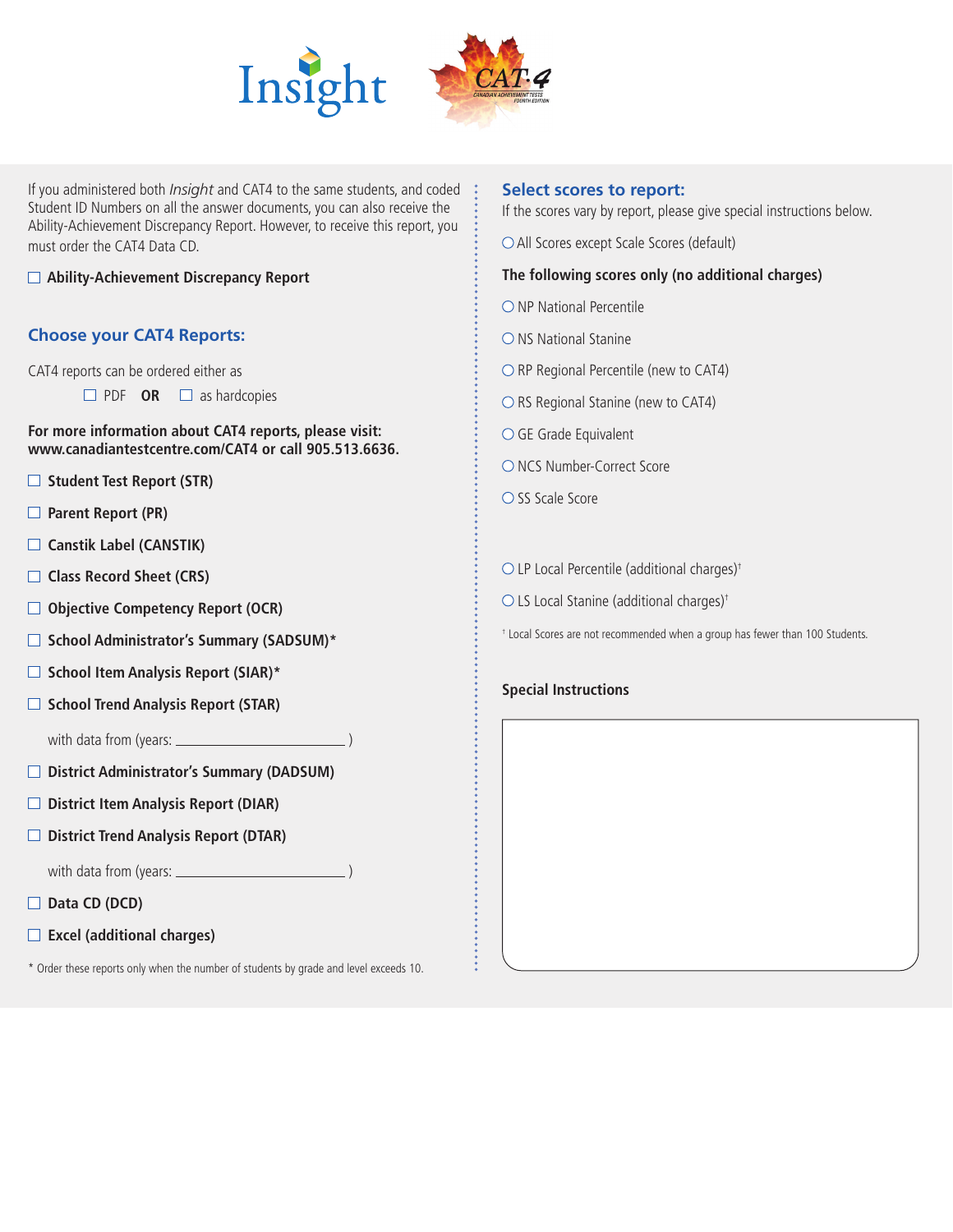Insight CAT·4

If you administered both *Insight* and CAT4 to the same students, and coded Student ID Numbers on all the answer documents, you can also receive the Ability-Achievement Discrepancy Report. However, to receive this report, you must order the CAT4 Data CD.

☐ **Ability-Achievement Discrepancy Report**

## Choose your CAT4 Reports:

CAT4 reports can be ordered either as

☐ PDF **OR** ☐ as hardcopies

**For more information about CAT4 reports, please visit: www.canadiantestcentre.com/CAT4 or call 905.513.6636.**

☐ **Student Test Report (STR)**

☐ **Parent Report (PR)**

☐ **Canstik Label (CANSTIK)**

☐ **Class Record Sheet (CRS)**

☐ **Objective Competency Report (OCR)**

☐ **School Administrator's Summary (SADSUM)***

☐ **School Item Analysis Report (SIAR)***

☐ **School Trend Analysis Report (STAR)**

with data from (years: ______________ )

☐ **District Administrator's Summary (DADSUM)**

☐ **District Item Analysis Report (DIAR)**

☐ **District Trend Analysis Report (DTAR)**

with data from (years: ______________ )

☐ **Data CD (DCD)**

☐ **Excel (additional charges)**

* Order these reports only when the number of students by grade and level exceeds 10.

## Select scores to report:

If the scores vary by report, please give special instructions below.

○ All Scores except Scale Scores (default)

**The following scores only (no additional charges)**

○ NP National Percentile

○ NS National Stanine

○ RP Regional Percentile (new to CAT4)

○ RS Regional Stanine (new to CAT4)

○ GE Grade Equivalent

○ NCS Number-Correct Score

○ SS Scale Score

○ LP Local Percentile (additional charges)†

○ LS Local Stanine (additional charges)†

† Local Scores are not recommended when a group has fewer than 100 Students.

**Special Instructions**